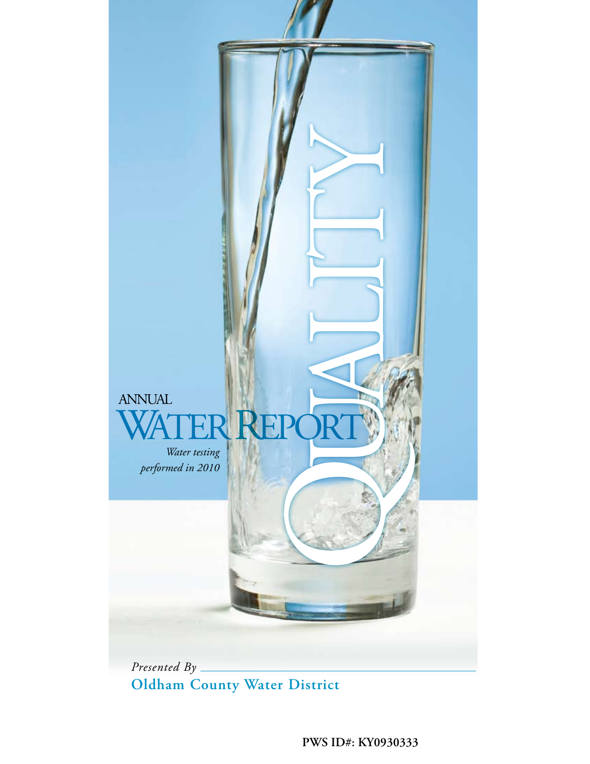# ANNUAL WATER QUALITY REPORT

*Water testing performed in 2010*

*Presented By*

**Oldham County Water District**

**PWS ID#: KY0930333**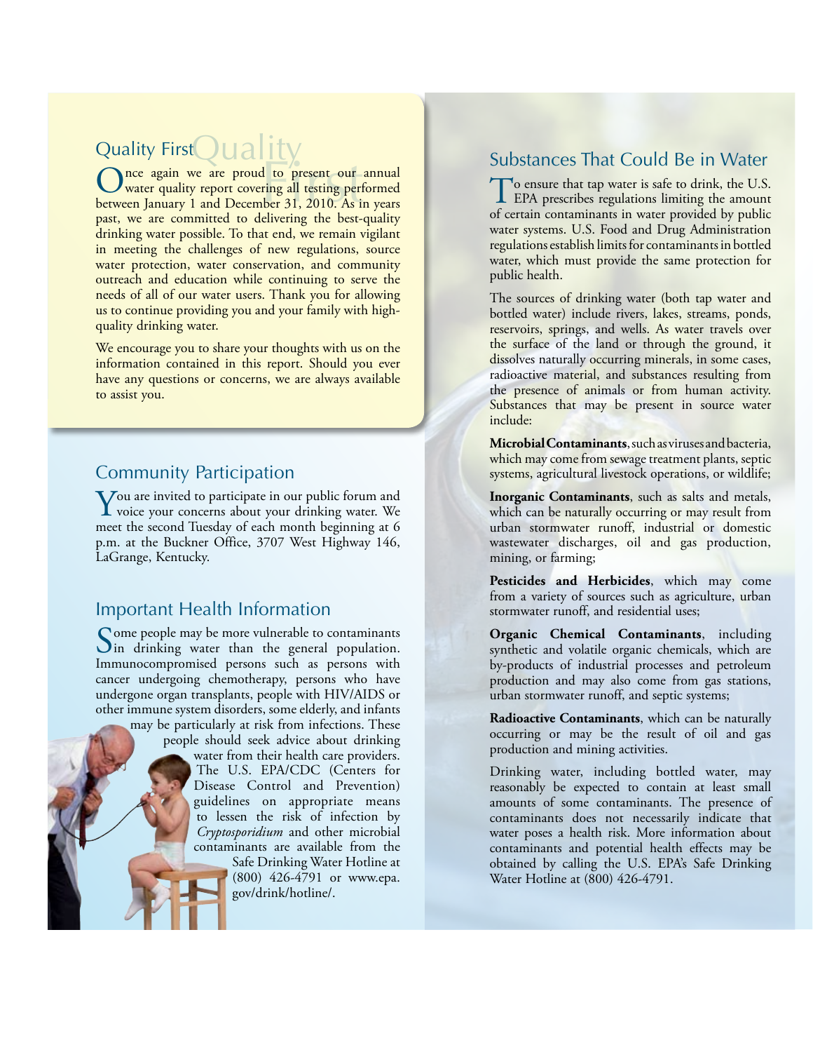## Quality First

Once again we are proud to present our annual water quality report covering all testing performed between January 1 and December 31, 2010. As in years past, we are committed to delivering the best-quality drinking water possible. To that end, we remain vigilant in meeting the challenges of new regulations, source water protection, water conservation, and community outreach and education while continuing to serve the needs of all of our water users. Thank you for allowing us to continue providing you and your family with high-quality drinking water.

We encourage you to share your thoughts with us on the information contained in this report. Should you ever have any questions or concerns, we are always available to assist you.

## Community Participation

You are invited to participate in our public forum and voice your concerns about your drinking water. We meet the second Tuesday of each month beginning at 6 p.m. at the Buckner Office, 3707 West Highway 146, LaGrange, Kentucky.

## Important Health Information

Some people may be more vulnerable to contaminants in drinking water than the general population. Immunocompromised persons such as persons with cancer undergoing chemotherapy, persons who have undergone organ transplants, people with HIV/AIDS or other immune system disorders, some elderly, and infants may be particularly at risk from infections. These people should seek advice about drinking water from their health care providers. The U.S. EPA/CDC (Centers for Disease Control and Prevention) guidelines on appropriate means to lessen the risk of infection by *Cryptosporidium* and other microbial contaminants are available from the Safe Drinking Water Hotline at (800) 426-4791 or www.epa.gov/drink/hotline/.

## Substances That Could Be in Water

To ensure that tap water is safe to drink, the U.S. EPA prescribes regulations limiting the amount of certain contaminants in water provided by public water systems. U.S. Food and Drug Administration regulations establish limits for contaminants in bottled water, which must provide the same protection for public health.

The sources of drinking water (both tap water and bottled water) include rivers, lakes, streams, ponds, reservoirs, springs, and wells. As water travels over the surface of the land or through the ground, it dissolves naturally occurring minerals, in some cases, radioactive material, and substances resulting from the presence of animals or from human activity. Substances that may be present in source water include:

**Microbial Contaminants**, such as viruses and bacteria, which may come from sewage treatment plants, septic systems, agricultural livestock operations, or wildlife;

**Inorganic Contaminants**, such as salts and metals, which can be naturally occurring or may result from urban stormwater runoff, industrial or domestic wastewater discharges, oil and gas production, mining, or farming;

**Pesticides and Herbicides**, which may come from a variety of sources such as agriculture, urban stormwater runoff, and residential uses;

**Organic Chemical Contaminants**, including synthetic and volatile organic chemicals, which are by-products of industrial processes and petroleum production and may also come from gas stations, urban stormwater runoff, and septic systems;

**Radioactive Contaminants**, which can be naturally occurring or may be the result of oil and gas production and mining activities.

Drinking water, including bottled water, may reasonably be expected to contain at least small amounts of some contaminants. The presence of contaminants does not necessarily indicate that water poses a health risk. More information about contaminants and potential health effects may be obtained by calling the U.S. EPA's Safe Drinking Water Hotline at (800) 426-4791.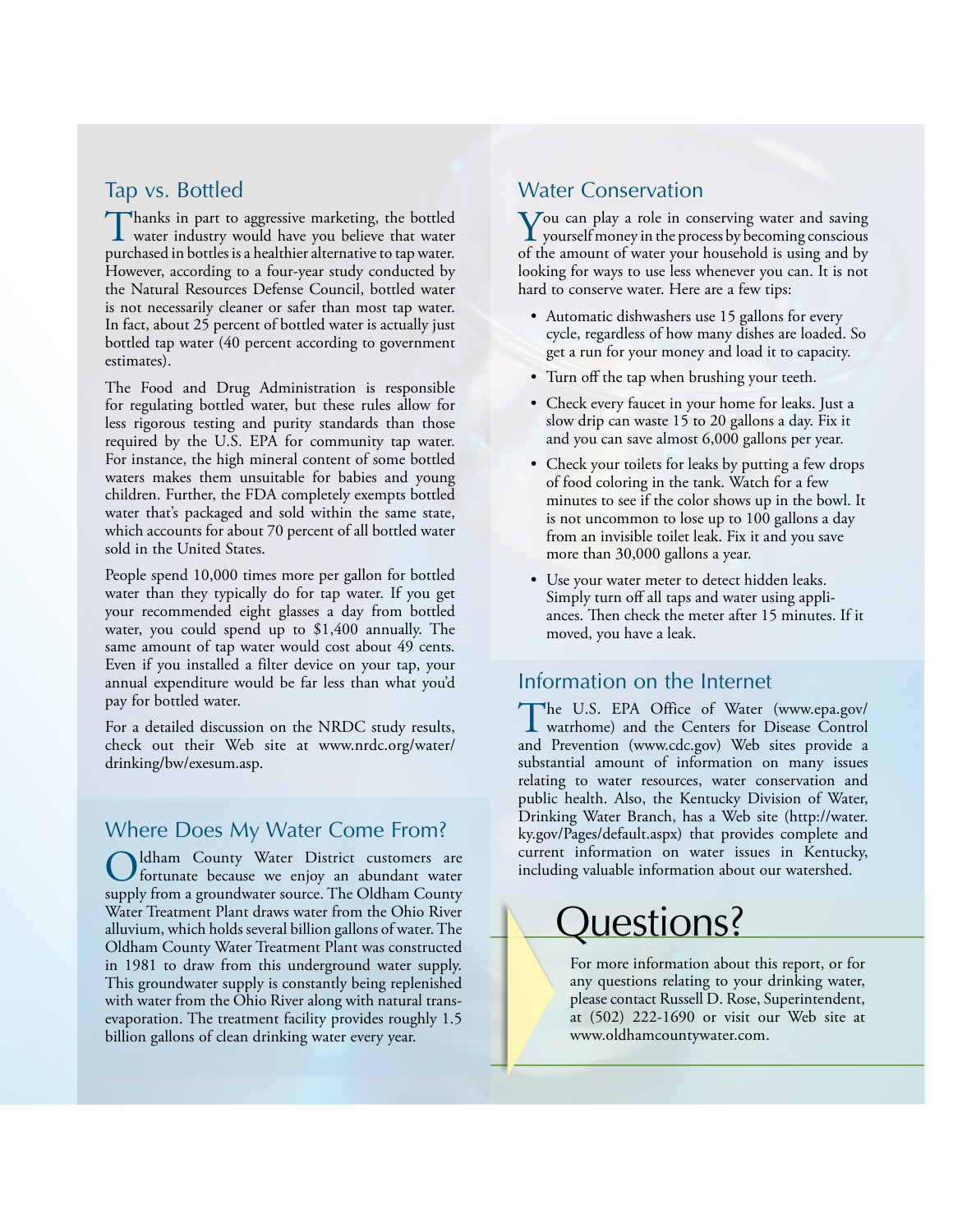## Tap vs. Bottled

Thanks in part to aggressive marketing, the bottled water industry would have you believe that water purchased in bottles is a healthier alternative to tap water. However, according to a four-year study conducted by the Natural Resources Defense Council, bottled water is not necessarily cleaner or safer than most tap water. In fact, about 25 percent of bottled water is actually just bottled tap water (40 percent according to government estimates).

The Food and Drug Administration is responsible for regulating bottled water, but these rules allow for less rigorous testing and purity standards than those required by the U.S. EPA for community tap water. For instance, the high mineral content of some bottled waters makes them unsuitable for babies and young children. Further, the FDA completely exempts bottled water that's packaged and sold within the same state, which accounts for about 70 percent of all bottled water sold in the United States.

People spend 10,000 times more per gallon for bottled water than they typically do for tap water. If you get your recommended eight glasses a day from bottled water, you could spend up to $1,400 annually. The same amount of tap water would cost about 49 cents. Even if you installed a filter device on your tap, your annual expenditure would be far less than what you'd pay for bottled water.

For a detailed discussion on the NRDC study results, check out their Web site at www.nrdc.org/water/drinking/bw/exesum.asp.

## Where Does My Water Come From?

Oldham County Water District customers are fortunate because we enjoy an abundant water supply from a groundwater source. The Oldham County Water Treatment Plant draws water from the Ohio River alluvium, which holds several billion gallons of water. The Oldham County Water Treatment Plant was constructed in 1981 to draw from this underground water supply. This groundwater supply is constantly being replenished with water from the Ohio River along with natural trans-evaporation. The treatment facility provides roughly 1.5 billion gallons of clean drinking water every year.

## Water Conservation

You can play a role in conserving water and saving yourself money in the process by becoming conscious of the amount of water your household is using and by looking for ways to use less whenever you can. It is not hard to conserve water. Here are a few tips:

- Automatic dishwashers use 15 gallons for every cycle, regardless of how many dishes are loaded. So get a run for your money and load it to capacity.
- Turn off the tap when brushing your teeth.
- Check every faucet in your home for leaks. Just a slow drip can waste 15 to 20 gallons a day. Fix it and you can save almost 6,000 gallons per year.
- Check your toilets for leaks by putting a few drops of food coloring in the tank. Watch for a few minutes to see if the color shows up in the bowl. It is not uncommon to lose up to 100 gallons a day from an invisible toilet leak. Fix it and you save more than 30,000 gallons a year.
- Use your water meter to detect hidden leaks. Simply turn off all taps and water using appliances. Then check the meter after 15 minutes. If it moved, you have a leak.

## Information on the Internet

The U.S. EPA Office of Water (www.epa.gov/watrhome) and the Centers for Disease Control and Prevention (www.cdc.gov) Web sites provide a substantial amount of information on many issues relating to water resources, water conservation and public health. Also, the Kentucky Division of Water, Drinking Water Branch, has a Web site (http://water.ky.gov/Pages/default.aspx) that provides complete and current information on water issues in Kentucky, including valuable information about our watershed.

# Questions?

For more information about this report, or for any questions relating to your drinking water, please contact Russell D. Rose, Superintendent, at (502) 222-1690 or visit our Web site at www.oldhamcountywater.com.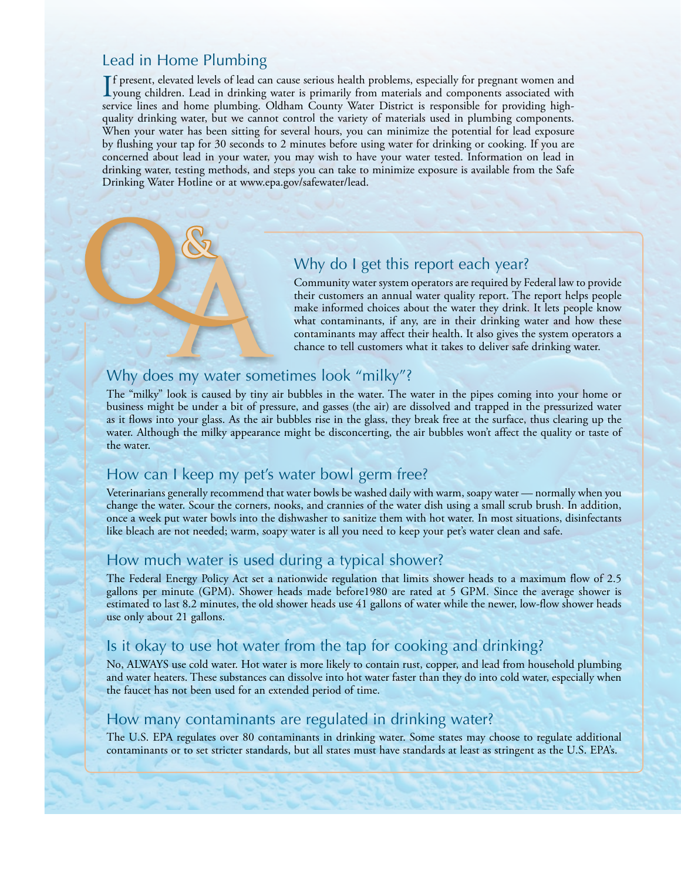## Lead in Home Plumbing

If present, elevated levels of lead can cause serious health problems, especially for pregnant women and young children. Lead in drinking water is primarily from materials and components associated with service lines and home plumbing. Oldham County Water District is responsible for providing high-quality drinking water, but we cannot control the variety of materials used in plumbing components. When your water has been sitting for several hours, you can minimize the potential for lead exposure by flushing your tap for 30 seconds to 2 minutes before using water for drinking or cooking. If you are concerned about lead in your water, you may wish to have your water tested. Information on lead in drinking water, testing methods, and steps you can take to minimize exposure is available from the Safe Drinking Water Hotline or at www.epa.gov/safewater/lead.

# Q&A

### Why do I get this report each year?

Community water system operators are required by Federal law to provide their customers an annual water quality report. The report helps people make informed choices about the water they drink. It lets people know what contaminants, if any, are in their drinking water and how these contaminants may affect their health. It also gives the system operators a chance to tell customers what it takes to deliver safe drinking water.

### Why does my water sometimes look "milky"?

The "milky" look is caused by tiny air bubbles in the water. The water in the pipes coming into your home or business might be under a bit of pressure, and gasses (the air) are dissolved and trapped in the pressurized water as it flows into your glass. As the air bubbles rise in the glass, they break free at the surface, thus clearing up the water. Although the milky appearance might be disconcerting, the air bubbles won't affect the quality or taste of the water.

### How can I keep my pet's water bowl germ free?

Veterinarians generally recommend that water bowls be washed daily with warm, soapy water — normally when you change the water. Scour the corners, nooks, and crannies of the water dish using a small scrub brush. In addition, once a week put water bowls into the dishwasher to sanitize them with hot water. In most situations, disinfectants like bleach are not needed; warm, soapy water is all you need to keep your pet's water clean and safe.

### How much water is used during a typical shower?

The Federal Energy Policy Act set a nationwide regulation that limits shower heads to a maximum flow of 2.5 gallons per minute (GPM). Shower heads made before1980 are rated at 5 GPM. Since the average shower is estimated to last 8.2 minutes, the old shower heads use 41 gallons of water while the newer, low-flow shower heads use only about 21 gallons.

### Is it okay to use hot water from the tap for cooking and drinking?

No, ALWAYS use cold water. Hot water is more likely to contain rust, copper, and lead from household plumbing and water heaters. These substances can dissolve into hot water faster than they do into cold water, especially when the faucet has not been used for an extended period of time.

### How many contaminants are regulated in drinking water?

The U.S. EPA regulates over 80 contaminants in drinking water. Some states may choose to regulate additional contaminants or to set stricter standards, but all states must have standards at least as stringent as the U.S. EPA's.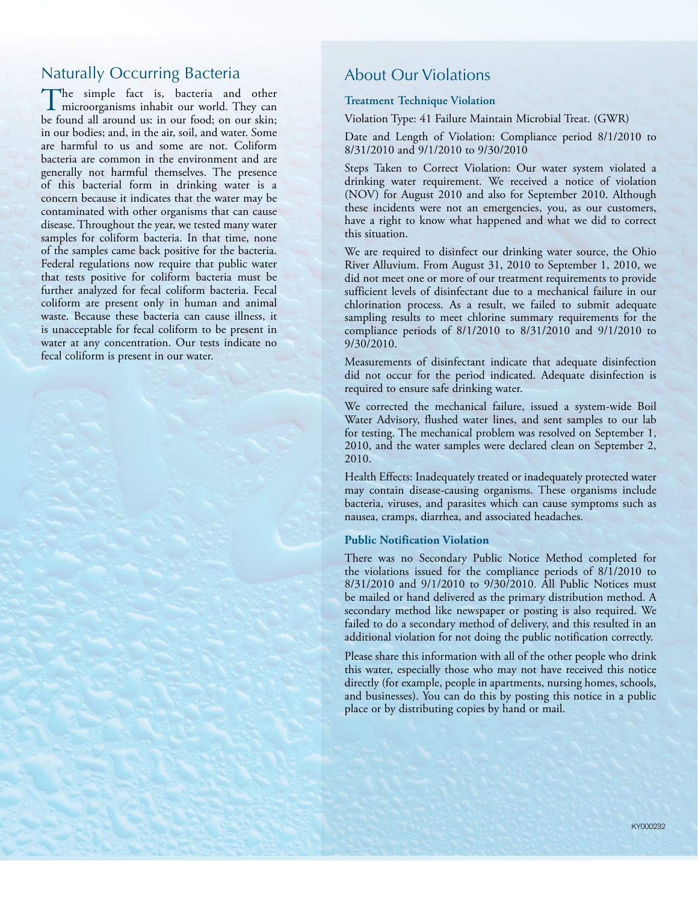## Naturally Occurring Bacteria

The simple fact is, bacteria and other microorganisms inhabit our world. They can be found all around us: in our food; on our skin; in our bodies; and, in the air, soil, and water. Some are harmful to us and some are not. Coliform bacteria are common in the environment and are generally not harmful themselves. The presence of this bacterial form in drinking water is a concern because it indicates that the water may be contaminated with other organisms that can cause disease. Throughout the year, we tested many water samples for coliform bacteria. In that time, none of the samples came back positive for the bacteria. Federal regulations now require that public water that tests positive for coliform bacteria must be further analyzed for fecal coliform bacteria. Fecal coliform are present only in human and animal waste. Because these bacteria can cause illness, it is unacceptable for fecal coliform to be present in water at any concentration. Our tests indicate no fecal coliform is present in our water.

## About Our Violations

### Treatment Technique Violation

Violation Type: 41 Failure Maintain Microbial Treat. (GWR)

Date and Length of Violation: Compliance period 8/1/2010 to 8/31/2010 and 9/1/2010 to 9/30/2010

Steps Taken to Correct Violation: Our water system violated a drinking water requirement. We received a notice of violation (NOV) for August 2010 and also for September 2010. Although these incidents were not an emergencies, you, as our customers, have a right to know what happened and what we did to correct this situation.

We are required to disinfect our drinking water source, the Ohio River Alluvium. From August 31, 2010 to September 1, 2010, we did not meet one or more of our treatment requirements to provide sufficient levels of disinfectant due to a mechanical failure in our chlorination process. As a result, we failed to submit adequate sampling results to meet chlorine summary requirements for the compliance periods of 8/1/2010 to 8/31/2010 and 9/1/2010 to 9/30/2010.

Measurements of disinfectant indicate that adequate disinfection did not occur for the period indicated. Adequate disinfection is required to ensure safe drinking water.

We corrected the mechanical failure, issued a system-wide Boil Water Advisory, flushed water lines, and sent samples to our lab for testing. The mechanical problem was resolved on September 1, 2010, and the water samples were declared clean on September 2, 2010.

Health Effects: Inadequately treated or inadequately protected water may contain disease-causing organisms. These organisms include bacteria, viruses, and parasites which can cause symptoms such as nausea, cramps, diarrhea, and associated headaches.

### Public Notification Violation

There was no Secondary Public Notice Method completed for the violations issued for the compliance periods of 8/1/2010 to 8/31/2010 and 9/1/2010 to 9/30/2010. All Public Notices must be mailed or hand delivered as the primary distribution method. A secondary method like newspaper or posting is also required. We failed to do a secondary method of delivery, and this resulted in an additional violation for not doing the public notification correctly.

Please share this information with all of the other people who drink this water, especially those who may not have received this notice directly (for example, people in apartments, nursing homes, schools, and businesses). You can do this by posting this notice in a public place or by distributing copies by hand or mail.

KY000232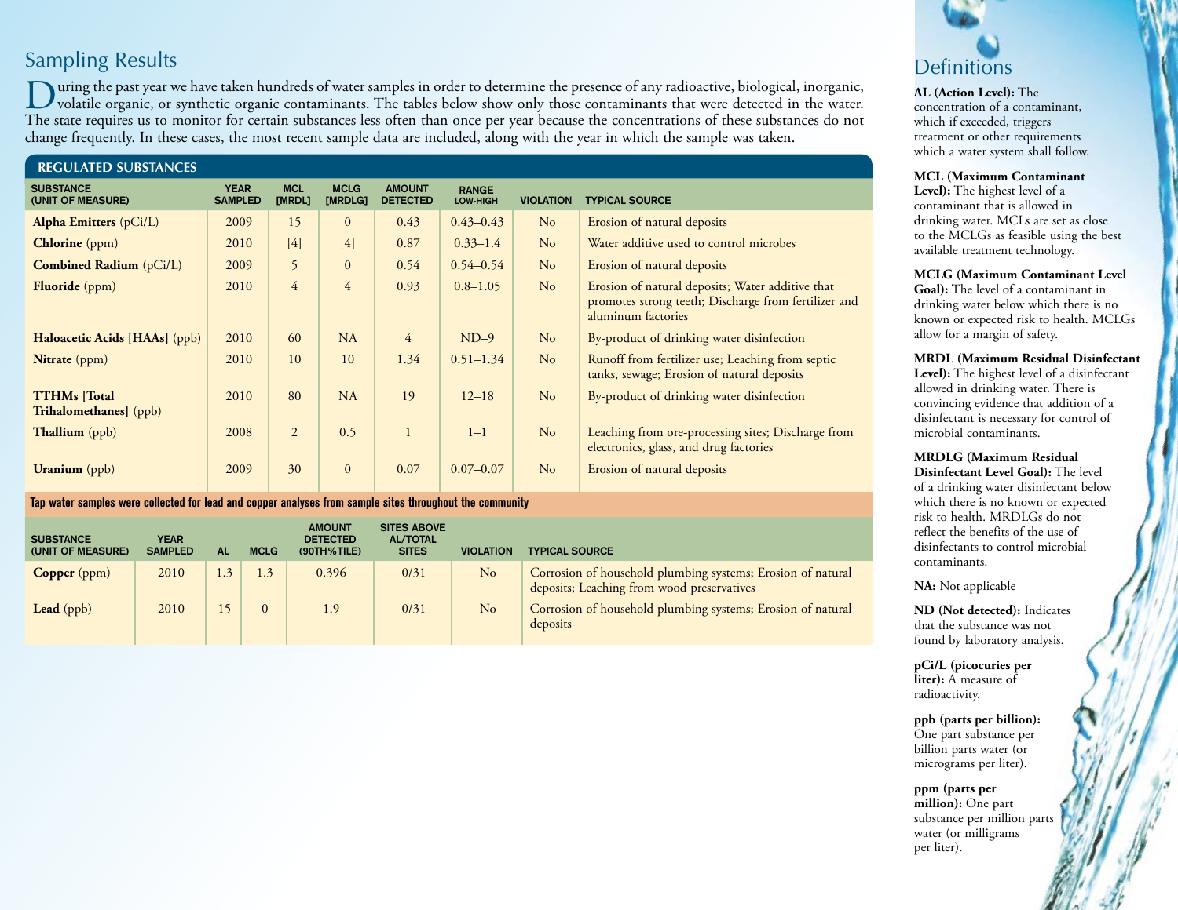## Sampling Results

During the past year we have taken hundreds of water samples in order to determine the presence of any radioactive, biological, inorganic, volatile organic, or synthetic organic contaminants. The tables below show only those contaminants that were detected in the water. The state requires us to monitor for certain substances less often than once per year because the concentrations of these substances do not change frequently. In these cases, the most recent sample data are included, along with the year in which the sample was taken.

### REGULATED SUBSTANCES

| SUBSTANCE (UNIT OF MEASURE) | YEAR SAMPLED | MCL [MRDL] | MCLG [MRDLG] | AMOUNT DETECTED | RANGE LOW-HIGH | VIOLATION | TYPICAL SOURCE |
|---|---|---|---|---|---|---|---|
| **Alpha Emitters** (pCi/L) | 2009 | 15 | 0 | 0.43 | 0.43–0.43 | No | Erosion of natural deposits |
| **Chlorine** (ppm) | 2010 | [4] | [4] | 0.87 | 0.33–1.4 | No | Water additive used to control microbes |
| **Combined Radium** (pCi/L) | 2009 | 5 | 0 | 0.54 | 0.54–0.54 | No | Erosion of natural deposits |
| **Fluoride** (ppm) | 2010 | 4 | 4 | 0.93 | 0.8–1.05 | No | Erosion of natural deposits; Water additive that promotes strong teeth; Discharge from fertilizer and aluminum factories |
| **Haloacetic Acids [HAAs]** (ppb) | 2010 | 60 | NA | 4 | ND–9 | No | By-product of drinking water disinfection |
| **Nitrate** (ppm) | 2010 | 10 | 10 | 1.34 | 0.51–1.34 | No | Runoff from fertilizer use; Leaching from septic tanks, sewage; Erosion of natural deposits |
| **TTHMs [Total Trihalomethanes]** (ppb) | 2010 | 80 | NA | 19 | 12–18 | No | By-product of drinking water disinfection |
| **Thallium** (ppb) | 2008 | 2 | 0.5 | 1 | 1–1 | No | Leaching from ore-processing sites; Discharge from electronics, glass, and drug factories |
| **Uranium** (ppb) | 2009 | 30 | 0 | 0.07 | 0.07–0.07 | No | Erosion of natural deposits |

**Tap water samples were collected for lead and copper analyses from sample sites throughout the community**

| SUBSTANCE (UNIT OF MEASURE) | YEAR SAMPLED | AL | MCLG | AMOUNT DETECTED (90TH%TILE) | SITES ABOVE AL/TOTAL SITES | VIOLATION | TYPICAL SOURCE |
|---|---|---|---|---|---|---|---|
| **Copper** (ppm) | 2010 | 1.3 | 1.3 | 0.396 | 0/31 | No | Corrosion of household plumbing systems; Erosion of natural deposits; Leaching from wood preservatives |
| **Lead** (ppb) | 2010 | 15 | 0 | 1.9 | 0/31 | No | Corrosion of household plumbing systems; Erosion of natural deposits |

## Definitions

**AL (Action Level):** The concentration of a contaminant, which if exceeded, triggers treatment or other requirements which a water system shall follow.

**MCL (Maximum Contaminant Level):** The highest level of a contaminant that is allowed in drinking water. MCLs are set as close to the MCLGs as feasible using the best available treatment technology.

**MCLG (Maximum Contaminant Level Goal):** The level of a contaminant in drinking water below which there is no known or expected risk to health. MCLGs allow for a margin of safety.

**MRDL (Maximum Residual Disinfectant Level):** The highest level of a disinfectant allowed in drinking water. There is convincing evidence that addition of a disinfectant is necessary for control of microbial contaminants.

**MRDLG (Maximum Residual Disinfectant Level Goal):** The level of a drinking water disinfectant below which there is no known or expected risk to health. MRDLGs do not reflect the benefits of the use of disinfectants to control microbial contaminants.

**NA:** Not applicable

**ND (Not detected):** Indicates that the substance was not found by laboratory analysis.

**pCi/L (picocuries per liter):** A measure of radioactivity.

**ppb (parts per billion):** One part substance per billion parts water (or micrograms per liter).

**ppm (parts per million):** One part substance per million parts water (or milligrams per liter).